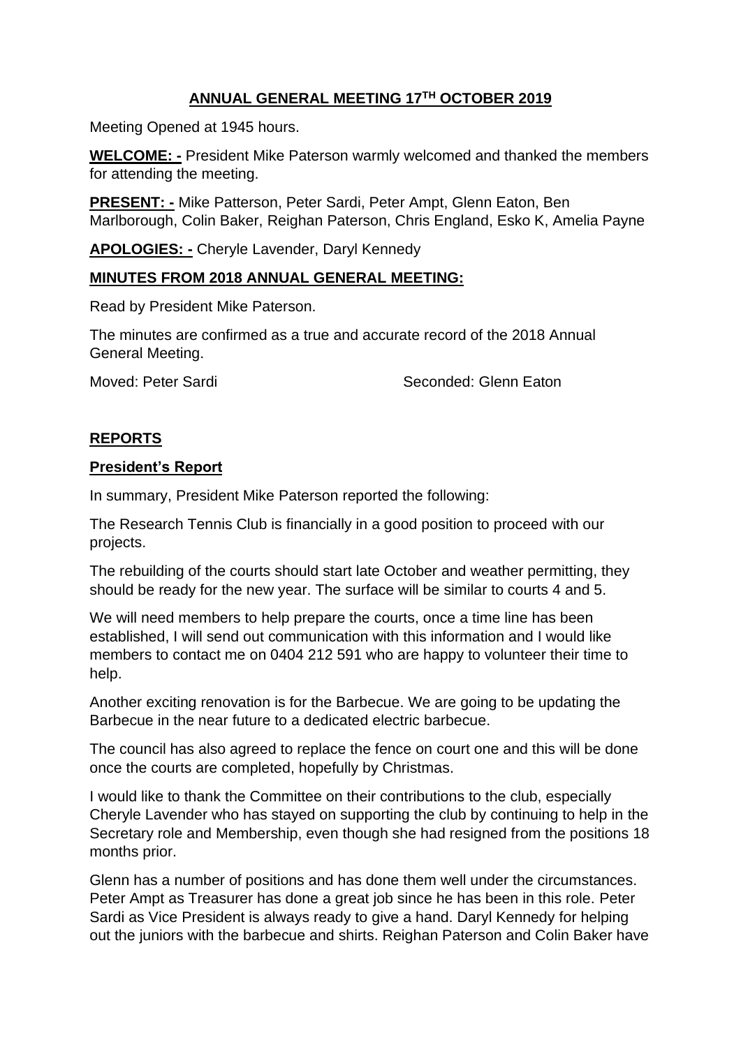# ANNUAL GENERAL MEETING 17TH OCTOBER 2019

Meeting Opened at 1945 hours.

**WELCOME: -** President Mike Paterson warmly welcomed and thanked the members for attending the meeting.

**PRESENT: -** Mike Patterson, Peter Sardi, Peter Ampt, Glenn Eaton, Ben Marlborough, Colin Baker, Reighan Paterson, Chris England, Esko K, Amelia Payne

**APOLOGIES: -** Cheryle Lavender, Daryl Kennedy

## MINUTES FROM 2018 ANNUAL GENERAL MEETING:

Read by President Mike Paterson.

The minutes are confirmed as a true and accurate record of the 2018 Annual General Meeting.

Moved: Peter Sardi Seconded: Glenn Eaton

## REPORTS

### President's Report

In summary, President Mike Paterson reported the following:

The Research Tennis Club is financially in a good position to proceed with our projects.

The rebuilding of the courts should start late October and weather permitting, they should be ready for the new year. The surface will be similar to courts 4 and 5.

We will need members to help prepare the courts, once a time line has been established, I will send out communication with this information and I would like members to contact me on 0404 212 591 who are happy to volunteer their time to help.

Another exciting renovation is for the Barbecue. We are going to be updating the Barbecue in the near future to a dedicated electric barbecue.

The council has also agreed to replace the fence on court one and this will be done once the courts are completed, hopefully by Christmas.

I would like to thank the Committee on their contributions to the club, especially Cheryle Lavender who has stayed on supporting the club by continuing to help in the Secretary role and Membership, even though she had resigned from the positions 18 months prior.

Glenn has a number of positions and has done them well under the circumstances. Peter Ampt as Treasurer has done a great job since he has been in this role. Peter Sardi as Vice President is always ready to give a hand. Daryl Kennedy for helping out the juniors with the barbecue and shirts. Reighan Paterson and Colin Baker have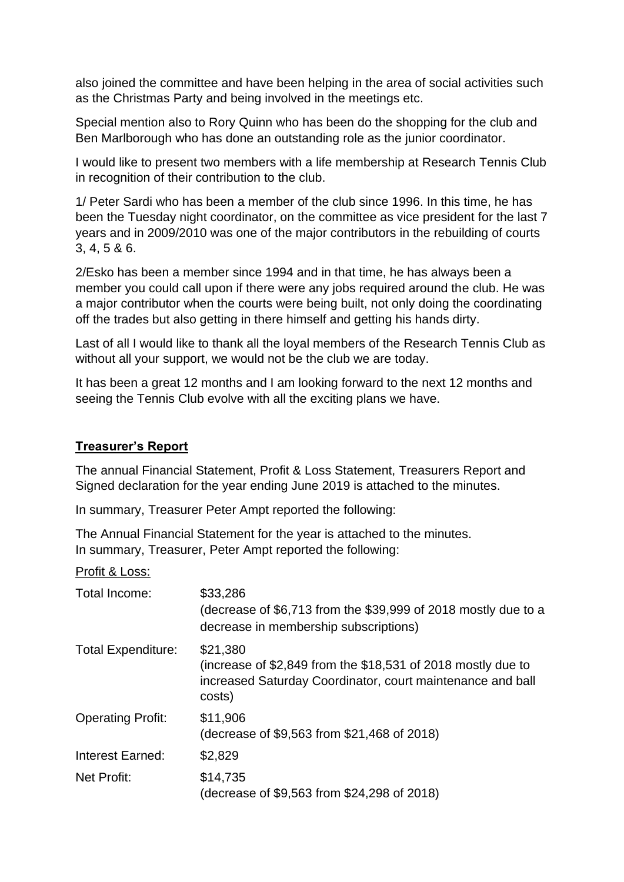also joined the committee and have been helping in the area of social activities such as the Christmas Party and being involved in the meetings etc.

Special mention also to Rory Quinn who has been do the shopping for the club and Ben Marlborough who has done an outstanding role as the junior coordinator.

I would like to present two members with a life membership at Research Tennis Club in recognition of their contribution to the club.

1/ Peter Sardi who has been a member of the club since 1996. In this time, he has been the Tuesday night coordinator, on the committee as vice president for the last 7 years and in 2009/2010 was one of the major contributors in the rebuilding of courts 3, 4, 5 & 6.

2/Esko has been a member since 1994 and in that time, he has always been a member you could call upon if there were any jobs required around the club. He was a major contributor when the courts were being built, not only doing the coordinating off the trades but also getting in there himself and getting his hands dirty.

Last of all I would like to thank all the loyal members of the Research Tennis Club as without all your support, we would not be the club we are today.

It has been a great 12 months and I am looking forward to the next 12 months and seeing the Tennis Club evolve with all the exciting plans we have.

## Treasurer's Report

The annual Financial Statement, Profit & Loss Statement, Treasurers Report and Signed declaration for the year ending June 2019 is attached to the minutes.

In summary, Treasurer Peter Ampt reported the following:

The Annual Financial Statement for the year is attached to the minutes.
In summary, Treasurer, Peter Ampt reported the following:

Profit & Loss:

| | |
|---|---|
| Total Income: | \$33,286 (decrease of \$6,713 from the \$39,999 of 2018 mostly due to a decrease in membership subscriptions) |
| Total Expenditure: | \$21,380 (increase of \$2,849 from the \$18,531 of 2018 mostly due to increased Saturday Coordinator, court maintenance and ball costs) |
| Operating Profit: | \$11,906 (decrease of \$9,563 from \$21,468 of 2018) |
| Interest Earned: | \$2,829 |
| Net Profit: | \$14,735 (decrease of \$9,563 from \$24,298 of 2018) |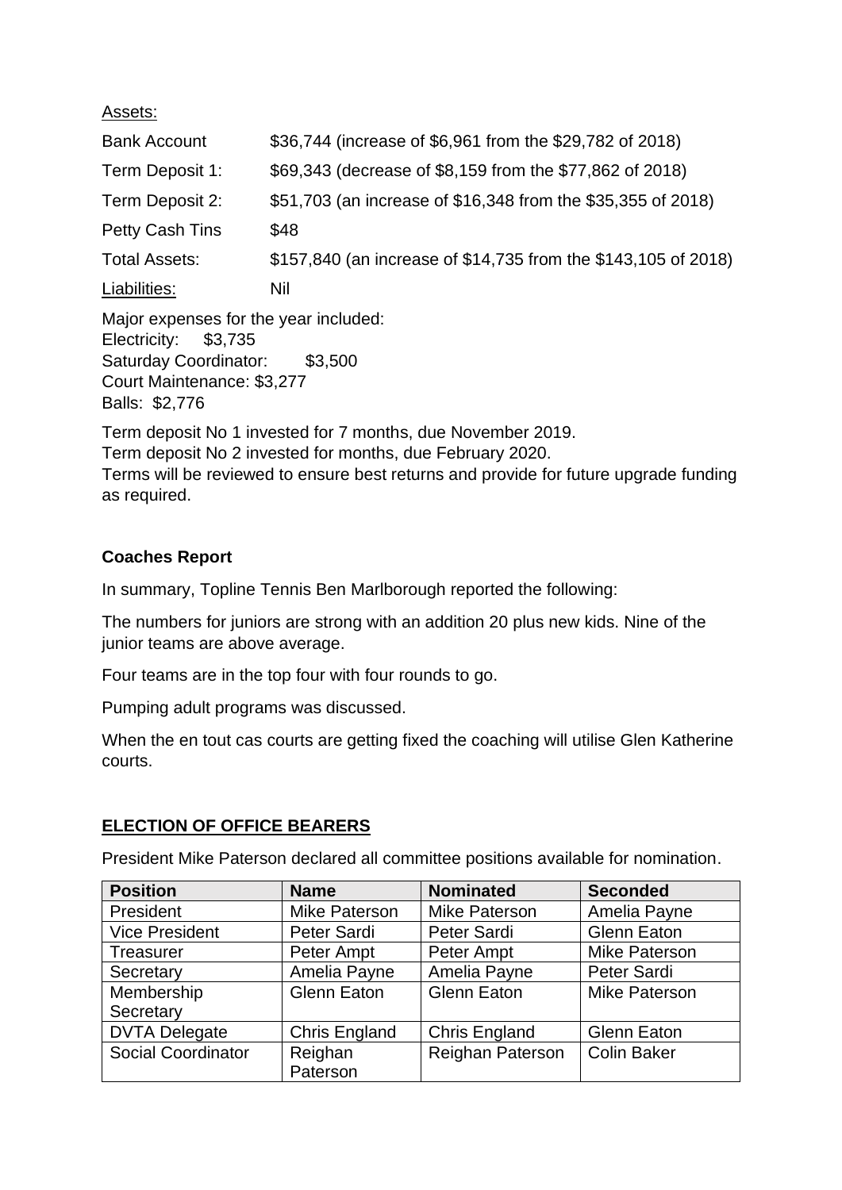Assets:

| | |
|---|---|
| Bank Account | $36,744 (increase of $6,961 from the $29,782 of 2018) |
| Term Deposit 1: | $69,343 (decrease of $8,159 from the $77,862 of 2018) |
| Term Deposit 2: | $51,703 (an increase of $16,348 from the $35,355 of 2018) |
| Petty Cash Tins | $48 |
| Total Assets: | $157,840 (an increase of $14,735 from the $143,105 of 2018) |
| Liabilities: | Nil |

Major expenses for the year included:
Electricity: $3,735
Saturday Coordinator: $3,500
Court Maintenance: $3,277
Balls: $2,776

Term deposit No 1 invested for 7 months, due November 2019.
Term deposit No 2 invested for months, due February 2020.
Terms will be reviewed to ensure best returns and provide for future upgrade funding as required.

**Coaches Report**

In summary, Topline Tennis Ben Marlborough reported the following:

The numbers for juniors are strong with an addition 20 plus new kids. Nine of the junior teams are above average.

Four teams are in the top four with four rounds to go.

Pumping adult programs was discussed.

When the en tout cas courts are getting fixed the coaching will utilise Glen Katherine courts.

**ELECTION OF OFFICE BEARERS**

President Mike Paterson declared all committee positions available for nomination.

| Position | Name | Nominated | Seconded |
|---|---|---|---|
| President | Mike Paterson | Mike Paterson | Amelia Payne |
| Vice President | Peter Sardi | Peter Sardi | Glenn Eaton |
| Treasurer | Peter Ampt | Peter Ampt | Mike Paterson |
| Secretary | Amelia Payne | Amelia Payne | Peter Sardi |
| Membership Secretary | Glenn Eaton | Glenn Eaton | Mike Paterson |
| DVTA Delegate | Chris England | Chris England | Glenn Eaton |
| Social Coordinator | Reighan Paterson | Reighan Paterson | Colin Baker |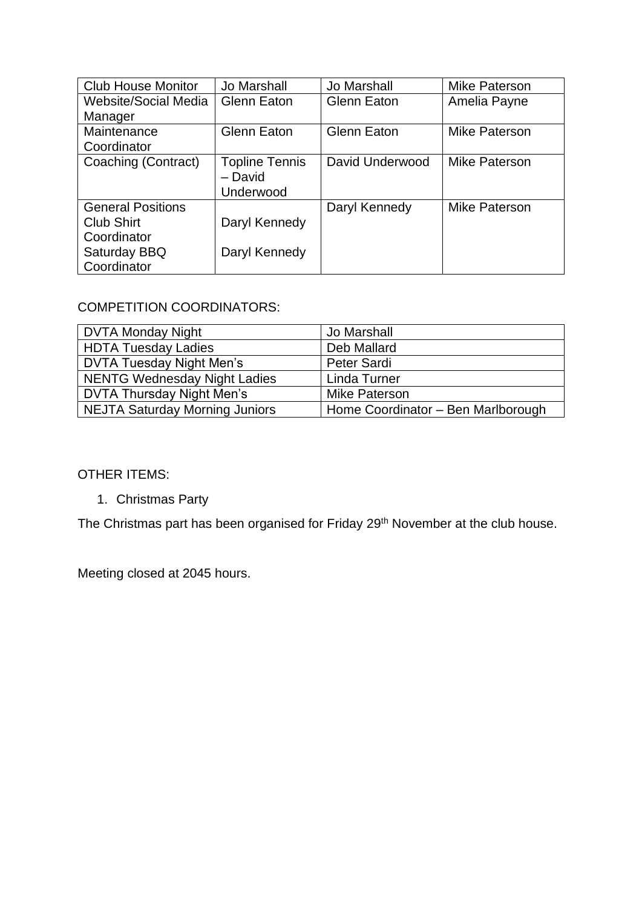| | | | |
|---|---|---|---|
| Club House Monitor | Jo Marshall | Jo Marshall | Mike Paterson |
| Website/Social Media Manager | Glenn Eaton | Glenn Eaton | Amelia Payne |
| Maintenance Coordinator | Glenn Eaton | Glenn Eaton | Mike Paterson |
| Coaching (Contract) | Topline Tennis – David Underwood | David Underwood | Mike Paterson |
| General Positions<br>Club Shirt Coordinator<br>Saturday BBQ Coordinator | <br>Daryl Kennedy<br><br>Daryl Kennedy | Daryl Kennedy | Mike Paterson |

COMPETITION COORDINATORS:

| | |
|---|---|
| DVTA Monday Night | Jo Marshall |
| HDTA Tuesday Ladies | Deb Mallard |
| DVTA Tuesday Night Men's | Peter Sardi |
| NENTG Wednesday Night Ladies | Linda Turner |
| DVTA Thursday Night Men's | Mike Paterson |
| NEJTA Saturday Morning Juniors | Home Coordinator – Ben Marlborough |

OTHER ITEMS:

1. Christmas Party

The Christmas part has been organised for Friday 29th November at the club house.

Meeting closed at 2045 hours.